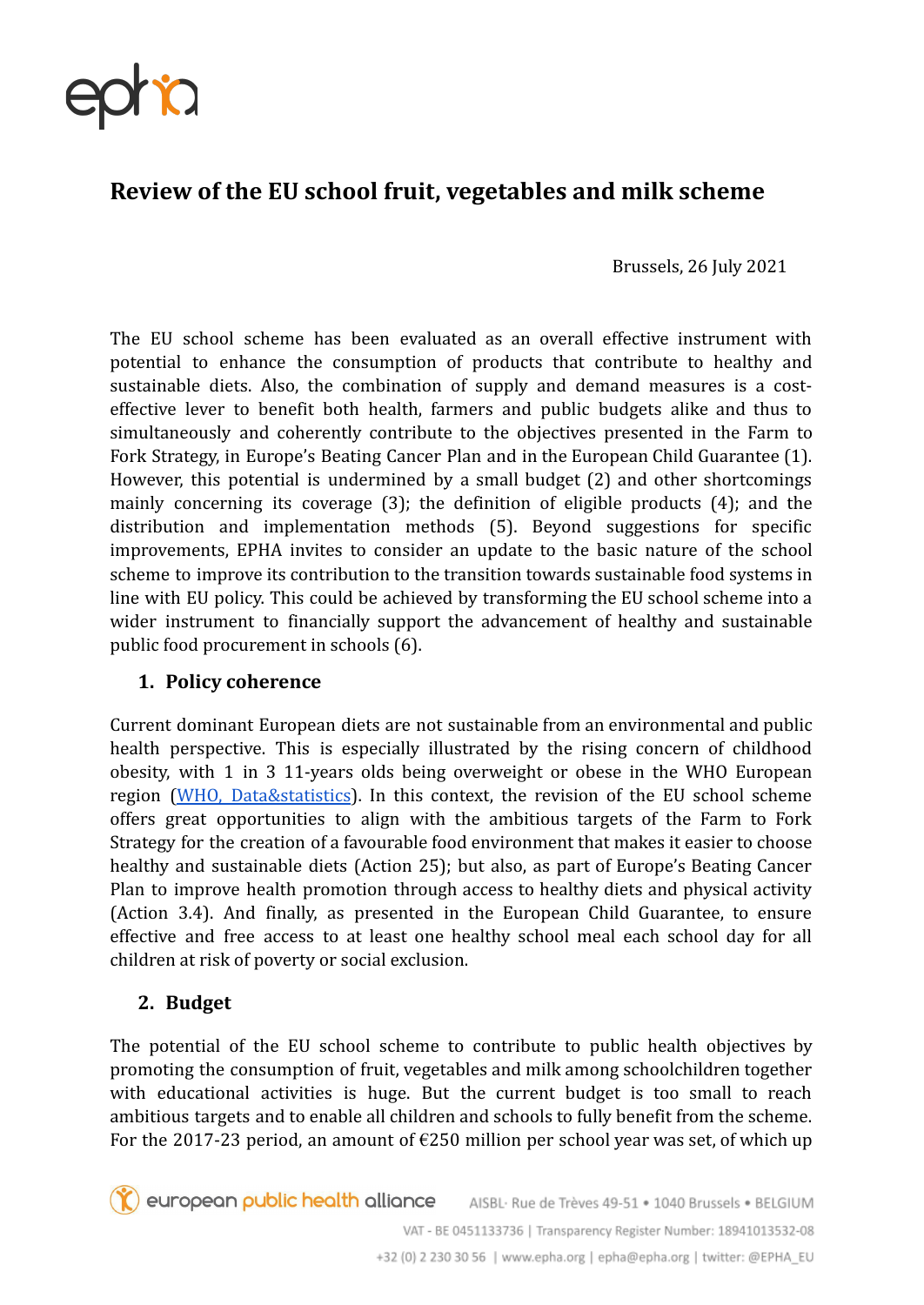# Review of the EU school fruit, vegetables and milk scheme

Brussels, 26 July 2021

The EU school scheme has been evaluated as an overall effective instrument with potential to enhance the consumption of products that contribute to healthy and sustainable diets. Also, the combination of supply and demand measures is a cost-effective lever to benefit both health, farmers and public budgets alike and thus to simultaneously and coherently contribute to the objectives presented in the Farm to Fork Strategy, in Europe's Beating Cancer Plan and in the European Child Guarantee (1). However, this potential is undermined by a small budget (2) and other shortcomings mainly concerning its coverage (3); the definition of eligible products (4); and the distribution and implementation methods (5). Beyond suggestions for specific improvements, EPHA invites to consider an update to the basic nature of the school scheme to improve its contribution to the transition towards sustainable food systems in line with EU policy. This could be achieved by transforming the EU school scheme into a wider instrument to financially support the advancement of healthy and sustainable public food procurement in schools (6).

## 1. Policy coherence

Current dominant European diets are not sustainable from an environmental and public health perspective. This is especially illustrated by the rising concern of childhood obesity, with 1 in 3 11-years olds being overweight or obese in the WHO European region ([WHO, Data&statistics]). In this context, the revision of the EU school scheme offers great opportunities to align with the ambitious targets of the Farm to Fork Strategy for the creation of a favourable food environment that makes it easier to choose healthy and sustainable diets (Action 25); but also, as part of Europe's Beating Cancer Plan to improve health promotion through access to healthy diets and physical activity (Action 3.4). And finally, as presented in the European Child Guarantee, to ensure effective and free access to at least one healthy school meal each school day for all children at risk of poverty or social exclusion.

## 2. Budget

The potential of the EU school scheme to contribute to public health objectives by promoting the consumption of fruit, vegetables and milk among schoolchildren together with educational activities is huge. But the current budget is too small to reach ambitious targets and to enable all children and schools to fully benefit from the scheme. For the 2017-23 period, an amount of €250 million per school year was set, of which up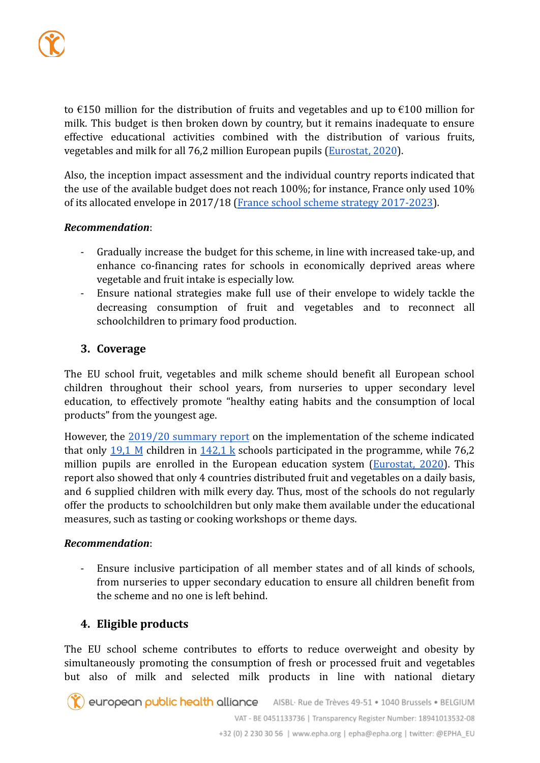to €150 million for the distribution of fruits and vegetables and up to €100 million for milk. This budget is then broken down by country, but it remains inadequate to ensure effective educational activities combined with the distribution of various fruits, vegetables and milk for all 76,2 million European pupils (Eurostat, 2020).

Also, the inception impact assessment and the individual country reports indicated that the use of the available budget does not reach 100%; for instance, France only used 10% of its allocated envelope in 2017/18 (France school scheme strategy 2017-2023).

***Recommendation***:

- Gradually increase the budget for this scheme, in line with increased take-up, and enhance co-financing rates for schools in economically deprived areas where vegetable and fruit intake is especially low.
- Ensure national strategies make full use of their envelope to widely tackle the decreasing consumption of fruit and vegetables and to reconnect all schoolchildren to primary food production.

## 3. Coverage

The EU school fruit, vegetables and milk scheme should benefit all European school children throughout their school years, from nurseries to upper secondary level education, to effectively promote "healthy eating habits and the consumption of local products" from the youngest age.

However, the 2019/20 summary report on the implementation of the scheme indicated that only 19,1 M children in 142,1 k schools participated in the programme, while 76,2 million pupils are enrolled in the European education system (Eurostat, 2020). This report also showed that only 4 countries distributed fruit and vegetables on a daily basis, and 6 supplied children with milk every day. Thus, most of the schools do not regularly offer the products to schoolchildren but only make them available under the educational measures, such as tasting or cooking workshops or theme days.

***Recommendation***:

- Ensure inclusive participation of all member states and of all kinds of schools, from nurseries to upper secondary education to ensure all children benefit from the scheme and no one is left behind.

## 4. Eligible products

The EU school scheme contributes to efforts to reduce overweight and obesity by simultaneously promoting the consumption of fresh or processed fruit and vegetables but also of milk and selected milk products in line with national dietary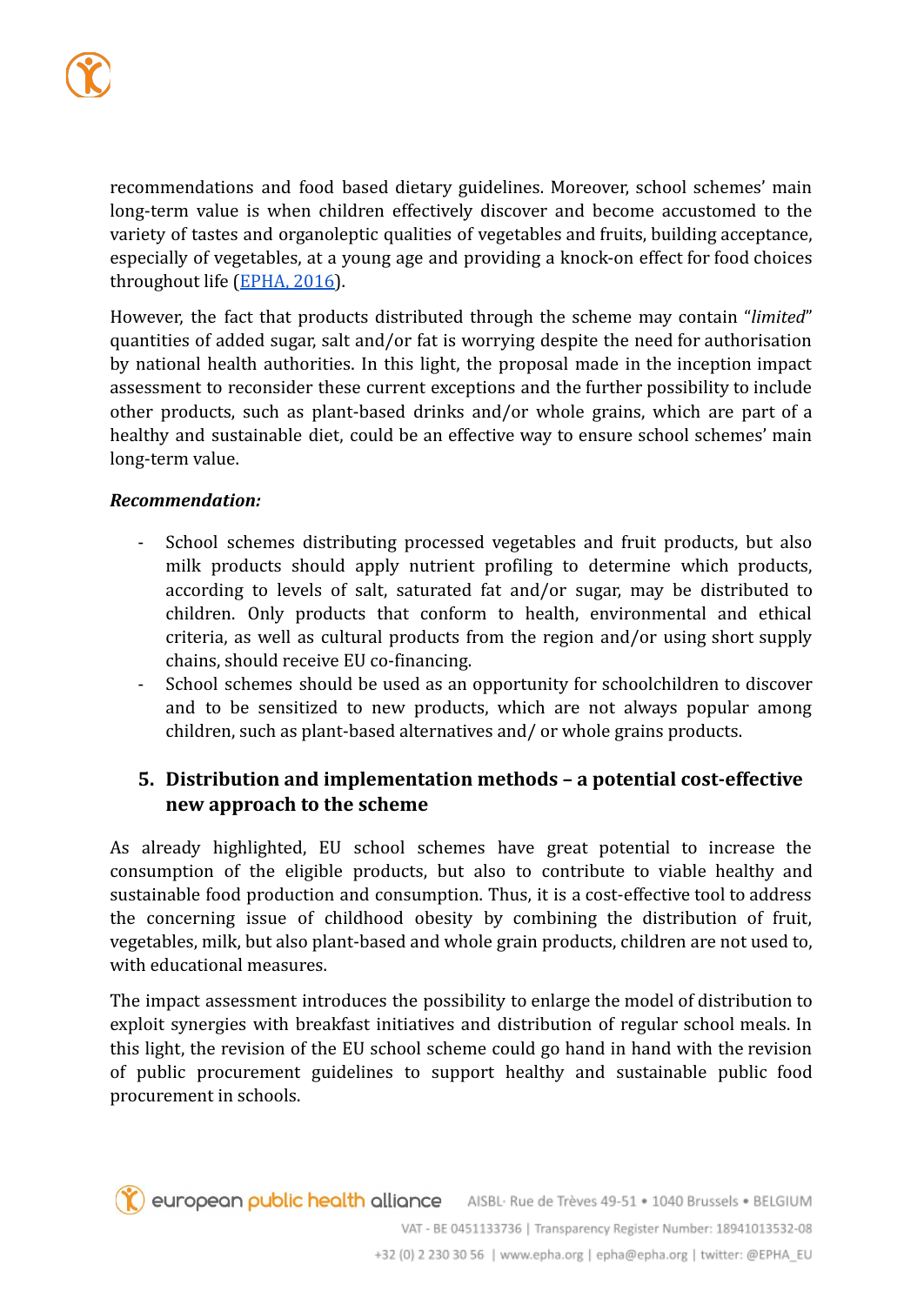recommendations and food based dietary guidelines. Moreover, school schemes' main long-term value is when children effectively discover and become accustomed to the variety of tastes and organoleptic qualities of vegetables and fruits, building acceptance, especially of vegetables, at a young age and providing a knock-on effect for food choices throughout life (EPHA, 2016).

However, the fact that products distributed through the scheme may contain "*limited*" quantities of added sugar, salt and/or fat is worrying despite the need for authorisation by national health authorities. In this light, the proposal made in the inception impact assessment to reconsider these current exceptions and the further possibility to include other products, such as plant-based drinks and/or whole grains, which are part of a healthy and sustainable diet, could be an effective way to ensure school schemes' main long-term value.

***Recommendation:***

- School schemes distributing processed vegetables and fruit products, but also milk products should apply nutrient profiling to determine which products, according to levels of salt, saturated fat and/or sugar, may be distributed to children. Only products that conform to health, environmental and ethical criteria, as well as cultural products from the region and/or using short supply chains, should receive EU co-financing.
- School schemes should be used as an opportunity for schoolchildren to discover and to be sensitized to new products, which are not always popular among children, such as plant-based alternatives and/ or whole grains products.

## 5. Distribution and implementation methods – a potential cost-effective new approach to the scheme

As already highlighted, EU school schemes have great potential to increase the consumption of the eligible products, but also to contribute to viable healthy and sustainable food production and consumption. Thus, it is a cost-effective tool to address the concerning issue of childhood obesity by combining the distribution of fruit, vegetables, milk, but also plant-based and whole grain products, children are not used to, with educational measures.

The impact assessment introduces the possibility to enlarge the model of distribution to exploit synergies with breakfast initiatives and distribution of regular school meals. In this light, the revision of the EU school scheme could go hand in hand with the revision of public procurement guidelines to support healthy and sustainable public food procurement in schools.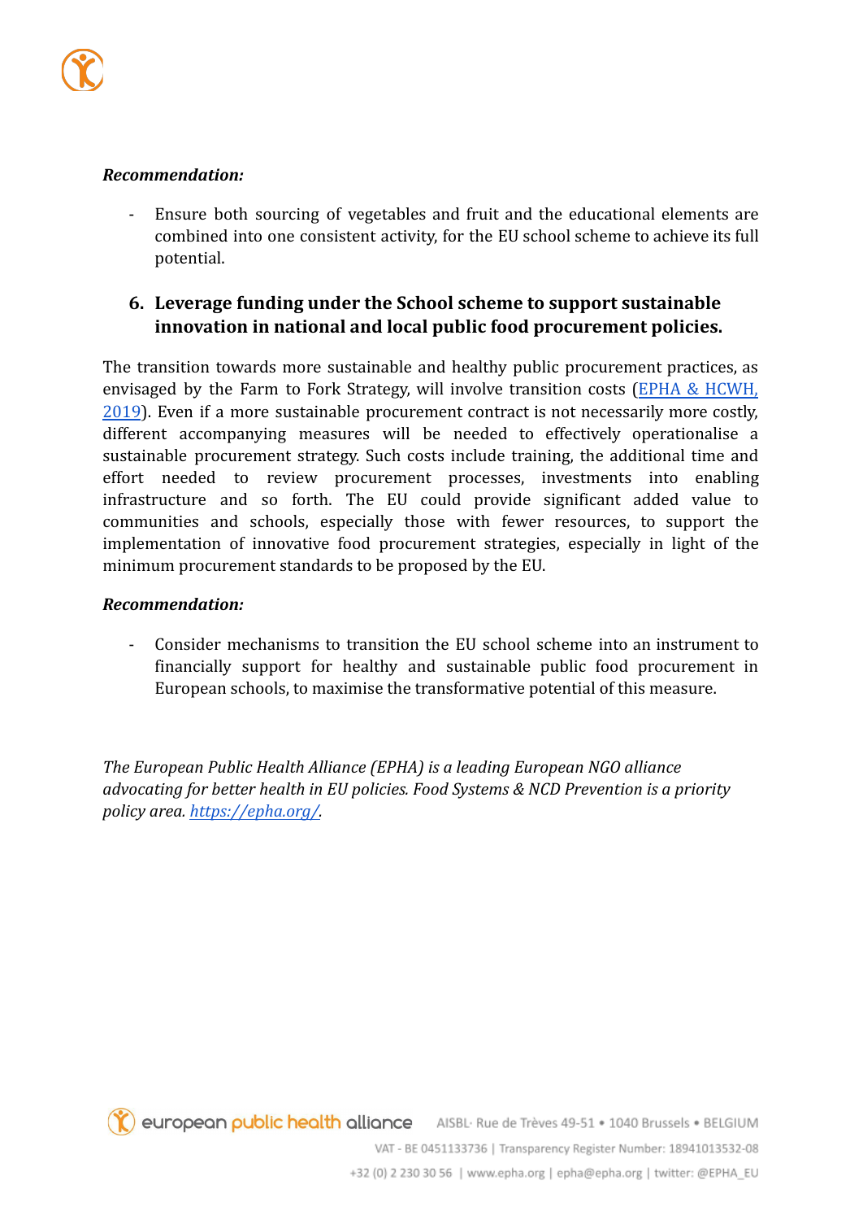***Recommendation:***

- Ensure both sourcing of vegetables and fruit and the educational elements are combined into one consistent activity, for the EU school scheme to achieve its full potential.

### 6. Leverage funding under the School scheme to support sustainable innovation in national and local public food procurement policies.

The transition towards more sustainable and healthy public procurement practices, as envisaged by the Farm to Fork Strategy, will involve transition costs (EPHA & HCWH, 2019). Even if a more sustainable procurement contract is not necessarily more costly, different accompanying measures will be needed to effectively operationalise a sustainable procurement strategy. Such costs include training, the additional time and effort needed to review procurement processes, investments into enabling infrastructure and so forth. The EU could provide significant added value to communities and schools, especially those with fewer resources, to support the implementation of innovative food procurement strategies, especially in light of the minimum procurement standards to be proposed by the EU.

***Recommendation:***

- Consider mechanisms to transition the EU school scheme into an instrument to financially support for healthy and sustainable public food procurement in European schools, to maximise the transformative potential of this measure.

*The European Public Health Alliance (EPHA) is a leading European NGO alliance advocating for better health in EU policies. Food Systems & NCD Prevention is a priority policy area. https://epha.org/.*